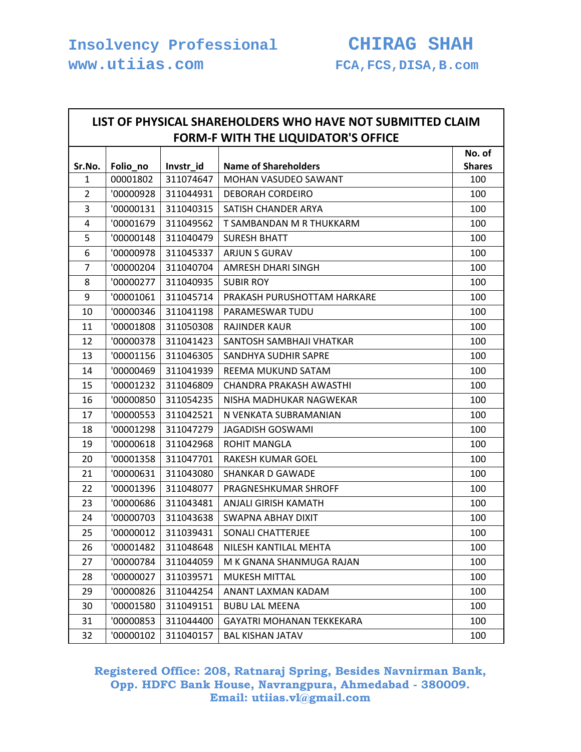Insolvency Professional **CHIRAG SHAH**
www.utiias.com FCA,FCS,DISA,B.com

## LIST OF PHYSICAL SHAREHOLDERS WHO HAVE NOT SUBMITTED CLAIM FORM-F WITH THE LIQUIDATOR'S OFFICE

| Sr.No. | Folio_no | Invstr_id | Name of Shareholders | No. of Shares |
|---|---|---|---|---|
| 1 | 00001802 | 311074647 | MOHAN VASUDEO SAWANT | 100 |
| 2 | '00000928 | 311044931 | DEBORAH CORDEIRO | 100 |
| 3 | '00000131 | 311040315 | SATISH CHANDER ARYA | 100 |
| 4 | '00001679 | 311049562 | T SAMBANDAN M R THUKKARM | 100 |
| 5 | '00000148 | 311040479 | SURESH BHATT | 100 |
| 6 | '00000978 | 311045337 | ARJUN S GURAV | 100 |
| 7 | '00000204 | 311040704 | AMRESH DHARI SINGH | 100 |
| 8 | '00000277 | 311040935 | SUBIR ROY | 100 |
| 9 | '00001061 | 311045714 | PRAKASH PURUSHOTTAM HARKARE | 100 |
| 10 | '00000346 | 311041198 | PARAMESWAR TUDU | 100 |
| 11 | '00001808 | 311050308 | RAJINDER KAUR | 100 |
| 12 | '00000378 | 311041423 | SANTOSH SAMBHAJI VHATKAR | 100 |
| 13 | '00001156 | 311046305 | SANDHYA SUDHIR SAPRE | 100 |
| 14 | '00000469 | 311041939 | REEMA MUKUND SATAM | 100 |
| 15 | '00001232 | 311046809 | CHANDRA PRAKASH AWASTHI | 100 |
| 16 | '00000850 | 311054235 | NISHA MADHUKAR NAGWEKAR | 100 |
| 17 | '00000553 | 311042521 | N VENKATA SUBRAMANIAN | 100 |
| 18 | '00001298 | 311047279 | JAGADISH GOSWAMI | 100 |
| 19 | '00000618 | 311042968 | ROHIT MANGLA | 100 |
| 20 | '00001358 | 311047701 | RAKESH KUMAR GOEL | 100 |
| 21 | '00000631 | 311043080 | SHANKAR D GAWADE | 100 |
| 22 | '00001396 | 311048077 | PRAGNESHKUMAR SHROFF | 100 |
| 23 | '00000686 | 311043481 | ANJALI GIRISH KAMATH | 100 |
| 24 | '00000703 | 311043638 | SWAPNA ABHAY DIXIT | 100 |
| 25 | '00000012 | 311039431 | SONALI CHATTERJEE | 100 |
| 26 | '00001482 | 311048648 | NILESH KANTILAL MEHTA | 100 |
| 27 | '00000784 | 311044059 | M K GNANA SHANMUGA RAJAN | 100 |
| 28 | '00000027 | 311039571 | MUKESH MITTAL | 100 |
| 29 | '00000826 | 311044254 | ANANT LAXMAN KADAM | 100 |
| 30 | '00001580 | 311049151 | BUBU LAL MEENA | 100 |
| 31 | '00000853 | 311044400 | GAYATRI MOHANAN TEKKEKARA | 100 |
| 32 | '00000102 | 311040157 | BAL KISHAN JATAV | 100 |

**Registered Office: 208, Ratnaraj Spring, Besides Navnirman Bank, Opp. HDFC Bank House, Navrangpura, Ahmedabad - 380009.**
**Email: utiias.vl@gmail.com**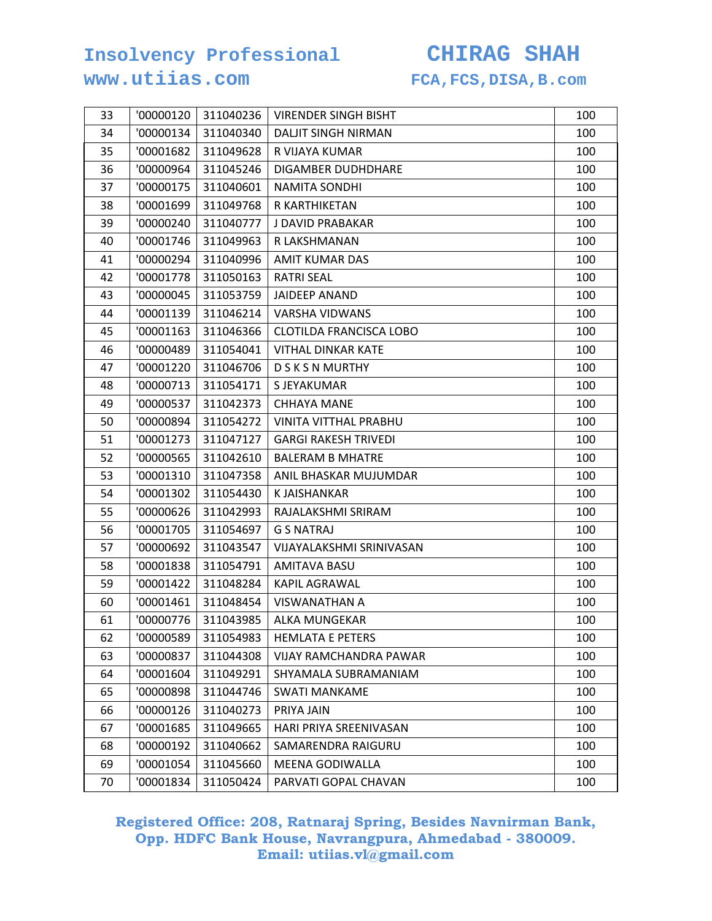| | | | | |
|---|---|---|---|---|
| 33 | '00000120 | 311040236 | VIRENDER SINGH BISHT | 100 |
| 34 | '00000134 | 311040340 | DALJIT SINGH NIRMAN | 100 |
| 35 | '00001682 | 311049628 | R VIJAYA KUMAR | 100 |
| 36 | '00000964 | 311045246 | DIGAMBER DUDHDHARE | 100 |
| 37 | '00000175 | 311040601 | NAMITA SONDHI | 100 |
| 38 | '00001699 | 311049768 | R KARTHIKETAN | 100 |
| 39 | '00000240 | 311040777 | J DAVID PRABAKAR | 100 |
| 40 | '00001746 | 311049963 | R LAKSHMANAN | 100 |
| 41 | '00000294 | 311040996 | AMIT KUMAR DAS | 100 |
| 42 | '00001778 | 311050163 | RATRI SEAL | 100 |
| 43 | '00000045 | 311053759 | JAIDEEP ANAND | 100 |
| 44 | '00001139 | 311046214 | VARSHA VIDWANS | 100 |
| 45 | '00001163 | 311046366 | CLOTILDA FRANCISCA LOBO | 100 |
| 46 | '00000489 | 311054041 | VITHAL DINKAR KATE | 100 |
| 47 | '00001220 | 311046706 | D S K S N MURTHY | 100 |
| 48 | '00000713 | 311054171 | S JEYAKUMAR | 100 |
| 49 | '00000537 | 311042373 | CHHAYA MANE | 100 |
| 50 | '00000894 | 311054272 | VINITA VITTHAL PRABHU | 100 |
| 51 | '00001273 | 311047127 | GARGI RAKESH TRIVEDI | 100 |
| 52 | '00000565 | 311042610 | BALERAM B MHATRE | 100 |
| 53 | '00001310 | 311047358 | ANIL BHASKAR MUJUMDAR | 100 |
| 54 | '00001302 | 311054430 | K JAISHANKAR | 100 |
| 55 | '00000626 | 311042993 | RAJALAKSHMI SRIRAM | 100 |
| 56 | '00001705 | 311054697 | G S NATRAJ | 100 |
| 57 | '00000692 | 311043547 | VIJAYALAKSHMI SRINIVASAN | 100 |
| 58 | '00001838 | 311054791 | AMITAVA BASU | 100 |
| 59 | '00001422 | 311048284 | KAPIL AGRAWAL | 100 |
| 60 | '00001461 | 311048454 | VISWANATHAN A | 100 |
| 61 | '00000776 | 311043985 | ALKA MUNGEKAR | 100 |
| 62 | '00000589 | 311054983 | HEMLATA E PETERS | 100 |
| 63 | '00000837 | 311044308 | VIJAY RAMCHANDRA PAWAR | 100 |
| 64 | '00001604 | 311049291 | SHYAMALA SUBRAMANIAM | 100 |
| 65 | '00000898 | 311044746 | SWATI MANKAME | 100 |
| 66 | '00000126 | 311040273 | PRIYA JAIN | 100 |
| 67 | '00001685 | 311049665 | HARI PRIYA SREENIVASAN | 100 |
| 68 | '00000192 | 311040662 | SAMARENDRA RAIGURU | 100 |
| 69 | '00001054 | 311045660 | MEENA GODIWALLA | 100 |
| 70 | '00001834 | 311050424 | PARVATI GOPAL CHAVAN | 100 |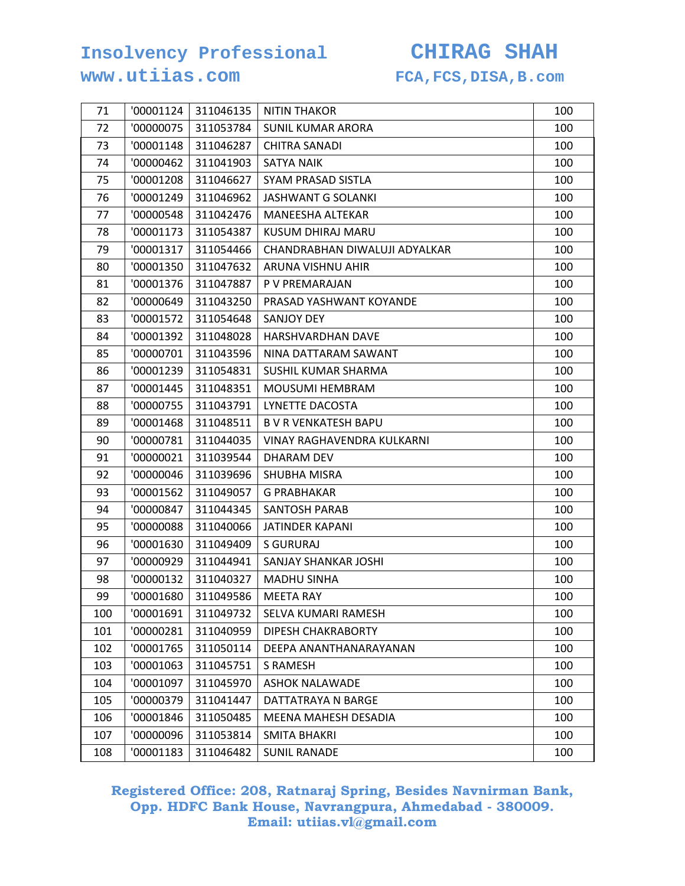| 71 | '00001124 | 311046135 | NITIN THAKOR | 100 |
|---|---|---|---|---|
| 72 | '00000075 | 311053784 | SUNIL KUMAR ARORA | 100 |
| 73 | '00001148 | 311046287 | CHITRA SANADI | 100 |
| 74 | '00000462 | 311041903 | SATYA NAIK | 100 |
| 75 | '00001208 | 311046627 | SYAM PRASAD SISTLA | 100 |
| 76 | '00001249 | 311046962 | JASHWANT G SOLANKI | 100 |
| 77 | '00000548 | 311042476 | MANEESHA ALTEKAR | 100 |
| 78 | '00001173 | 311054387 | KUSUM DHIRAJ MARU | 100 |
| 79 | '00001317 | 311054466 | CHANDRABHAN DIWALUJI ADYALKAR | 100 |
| 80 | '00001350 | 311047632 | ARUNA VISHNU AHIR | 100 |
| 81 | '00001376 | 311047887 | P V PREMARAJAN | 100 |
| 82 | '00000649 | 311043250 | PRASAD YASHWANT KOYANDE | 100 |
| 83 | '00001572 | 311054648 | SANJOY DEY | 100 |
| 84 | '00001392 | 311048028 | HARSHVARDHAN DAVE | 100 |
| 85 | '00000701 | 311043596 | NINA DATTARAM SAWANT | 100 |
| 86 | '00001239 | 311054831 | SUSHIL KUMAR SHARMA | 100 |
| 87 | '00001445 | 311048351 | MOUSUMI HEMBRAM | 100 |
| 88 | '00000755 | 311043791 | LYNETTE DACOSTA | 100 |
| 89 | '00001468 | 311048511 | B V R VENKATESH BAPU | 100 |
| 90 | '00000781 | 311044035 | VINAY RAGHAVENDRA KULKARNI | 100 |
| 91 | '00000021 | 311039544 | DHARAM DEV | 100 |
| 92 | '00000046 | 311039696 | SHUBHA MISRA | 100 |
| 93 | '00001562 | 311049057 | G PRABHAKAR | 100 |
| 94 | '00000847 | 311044345 | SANTOSH PARAB | 100 |
| 95 | '00000088 | 311040066 | JATINDER KAPANI | 100 |
| 96 | '00001630 | 311049409 | S GURURAJ | 100 |
| 97 | '00000929 | 311044941 | SANJAY SHANKAR JOSHI | 100 |
| 98 | '00000132 | 311040327 | MADHU SINHA | 100 |
| 99 | '00001680 | 311049586 | MEETA RAY | 100 |
| 100 | '00001691 | 311049732 | SELVA KUMARI RAMESH | 100 |
| 101 | '00000281 | 311040959 | DIPESH CHAKRABORTY | 100 |
| 102 | '00001765 | 311050114 | DEEPA ANANTHANARAYANAN | 100 |
| 103 | '00001063 | 311045751 | S RAMESH | 100 |
| 104 | '00001097 | 311045970 | ASHOK NALAWADE | 100 |
| 105 | '00000379 | 311041447 | DATTATRAYA N BARGE | 100 |
| 106 | '00001846 | 311050485 | MEENA MAHESH DESADIA | 100 |
| 107 | '00000096 | 311053814 | SMITA BHAKRI | 100 |
| 108 | '00001183 | 311046482 | SUNIL RANADE | 100 |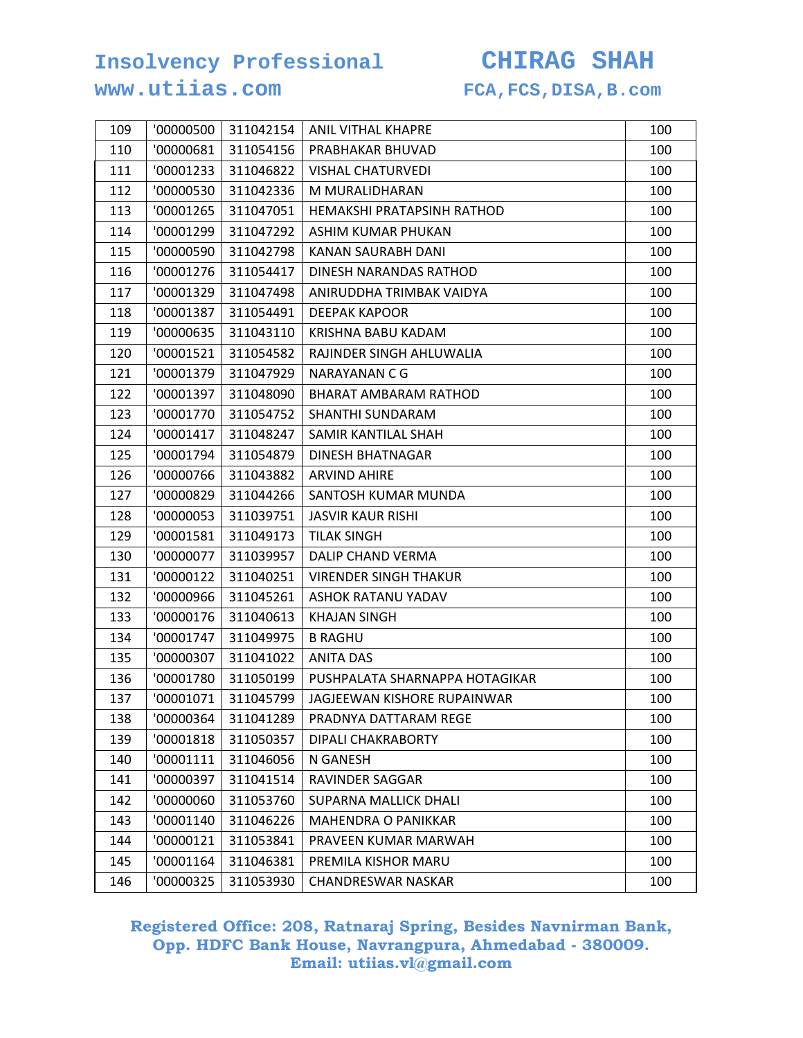| 109 | '00000500 | 311042154 | ANIL VITHAL KHAPRE | 100 |
|---|---|---|---|---|
| 110 | '00000681 | 311054156 | PRABHAKAR BHUVAD | 100 |
| 111 | '00001233 | 311046822 | VISHAL CHATURVEDI | 100 |
| 112 | '00000530 | 311042336 | M MURALIDHARAN | 100 |
| 113 | '00001265 | 311047051 | HEMAKSHI PRATAPSINH RATHOD | 100 |
| 114 | '00001299 | 311047292 | ASHIM KUMAR PHUKAN | 100 |
| 115 | '00000590 | 311042798 | KANAN SAURABH DANI | 100 |
| 116 | '00001276 | 311054417 | DINESH NARANDAS RATHOD | 100 |
| 117 | '00001329 | 311047498 | ANIRUDDHA TRIMBAK VAIDYA | 100 |
| 118 | '00001387 | 311054491 | DEEPAK KAPOOR | 100 |
| 119 | '00000635 | 311043110 | KRISHNA BABU KADAM | 100 |
| 120 | '00001521 | 311054582 | RAJINDER SINGH AHLUWALIA | 100 |
| 121 | '00001379 | 311047929 | NARAYANAN C G | 100 |
| 122 | '00001397 | 311048090 | BHARAT AMBARAM RATHOD | 100 |
| 123 | '00001770 | 311054752 | SHANTHI SUNDARAM | 100 |
| 124 | '00001417 | 311048247 | SAMIR KANTILAL SHAH | 100 |
| 125 | '00001794 | 311054879 | DINESH BHATNAGAR | 100 |
| 126 | '00000766 | 311043882 | ARVIND AHIRE | 100 |
| 127 | '00000829 | 311044266 | SANTOSH KUMAR MUNDA | 100 |
| 128 | '00000053 | 311039751 | JASVIR KAUR RISHI | 100 |
| 129 | '00001581 | 311049173 | TILAK SINGH | 100 |
| 130 | '00000077 | 311039957 | DALIP CHAND VERMA | 100 |
| 131 | '00000122 | 311040251 | VIRENDER SINGH THAKUR | 100 |
| 132 | '00000966 | 311045261 | ASHOK RATANU YADAV | 100 |
| 133 | '00000176 | 311040613 | KHAJAN SINGH | 100 |
| 134 | '00001747 | 311049975 | B RAGHU | 100 |
| 135 | '00000307 | 311041022 | ANITA DAS | 100 |
| 136 | '00001780 | 311050199 | PUSHPALATA SHARNAPPA HOTAGIKAR | 100 |
| 137 | '00001071 | 311045799 | JAGJEEWAN KISHORE RUPAINWAR | 100 |
| 138 | '00000364 | 311041289 | PRADNYA DATTARAM REGE | 100 |
| 139 | '00001818 | 311050357 | DIPALI CHAKRABORTY | 100 |
| 140 | '00001111 | 311046056 | N GANESH | 100 |
| 141 | '00000397 | 311041514 | RAVINDER SAGGAR | 100 |
| 142 | '00000060 | 311053760 | SUPARNA MALLICK DHALI | 100 |
| 143 | '00001140 | 311046226 | MAHENDRA O PANIKKAR | 100 |
| 144 | '00000121 | 311053841 | PRAVEEN KUMAR MARWAH | 100 |
| 145 | '00001164 | 311046381 | PREMILA KISHOR MARU | 100 |
| 146 | '00000325 | 311053930 | CHANDRESWAR NASKAR | 100 |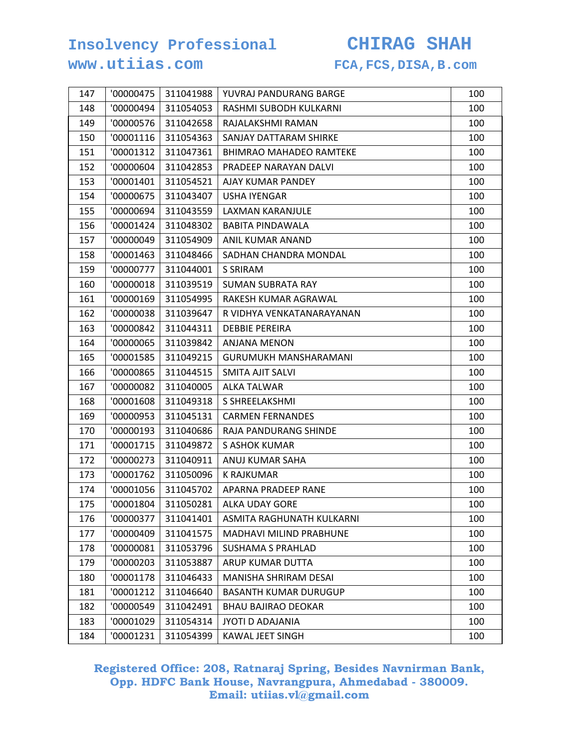| 147 | '00000475 | 311041988 | YUVRAJ PANDURANG BARGE | 100 |
|---|---|---|---|---|
| 148 | '00000494 | 311054053 | RASHMI SUBODH KULKARNI | 100 |
| 149 | '00000576 | 311042658 | RAJALAKSHMI RAMAN | 100 |
| 150 | '00001116 | 311054363 | SANJAY DATTARAM SHIRKE | 100 |
| 151 | '00001312 | 311047361 | BHIMRAO MAHADEO RAMTEKE | 100 |
| 152 | '00000604 | 311042853 | PRADEEP NARAYAN DALVI | 100 |
| 153 | '00001401 | 311054521 | AJAY KUMAR PANDEY | 100 |
| 154 | '00000675 | 311043407 | USHA IYENGAR | 100 |
| 155 | '00000694 | 311043559 | LAXMAN KARANJULE | 100 |
| 156 | '00001424 | 311048302 | BABITA PINDAWALA | 100 |
| 157 | '00000049 | 311054909 | ANIL KUMAR ANAND | 100 |
| 158 | '00001463 | 311048466 | SADHAN CHANDRA MONDAL | 100 |
| 159 | '00000777 | 311044001 | S SRIRAM | 100 |
| 160 | '00000018 | 311039519 | SUMAN SUBRATA RAY | 100 |
| 161 | '00000169 | 311054995 | RAKESH KUMAR AGRAWAL | 100 |
| 162 | '00000038 | 311039647 | R VIDHYA VENKATANARAYANAN | 100 |
| 163 | '00000842 | 311044311 | DEBBIE PEREIRA | 100 |
| 164 | '00000065 | 311039842 | ANJANA MENON | 100 |
| 165 | '00001585 | 311049215 | GURUMUKH MANSHARAMANI | 100 |
| 166 | '00000865 | 311044515 | SMITA AJIT SALVI | 100 |
| 167 | '00000082 | 311040005 | ALKA TALWAR | 100 |
| 168 | '00001608 | 311049318 | S SHREELAKSHMI | 100 |
| 169 | '00000953 | 311045131 | CARMEN FERNANDES | 100 |
| 170 | '00000193 | 311040686 | RAJA PANDURANG SHINDE | 100 |
| 171 | '00001715 | 311049872 | S ASHOK KUMAR | 100 |
| 172 | '00000273 | 311040911 | ANUJ KUMAR SAHA | 100 |
| 173 | '00001762 | 311050096 | K RAJKUMAR | 100 |
| 174 | '00001056 | 311045702 | APARNA PRADEEP RANE | 100 |
| 175 | '00001804 | 311050281 | ALKA UDAY GORE | 100 |
| 176 | '00000377 | 311041401 | ASMITA RAGHUNATH KULKARNI | 100 |
| 177 | '00000409 | 311041575 | MADHAVI MILIND PRABHUNE | 100 |
| 178 | '00000081 | 311053796 | SUSHAMA S PRAHLAD | 100 |
| 179 | '00000203 | 311053887 | ARUP KUMAR DUTTA | 100 |
| 180 | '00001178 | 311046433 | MANISHA SHRIRAM DESAI | 100 |
| 181 | '00001212 | 311046640 | BASANTH KUMAR DURUGUP | 100 |
| 182 | '00000549 | 311042491 | BHAU BAJIRAO DEOKAR | 100 |
| 183 | '00001029 | 311054314 | JYOTI D ADAJANIA | 100 |
| 184 | '00001231 | 311054399 | KAWAL JEET SINGH | 100 |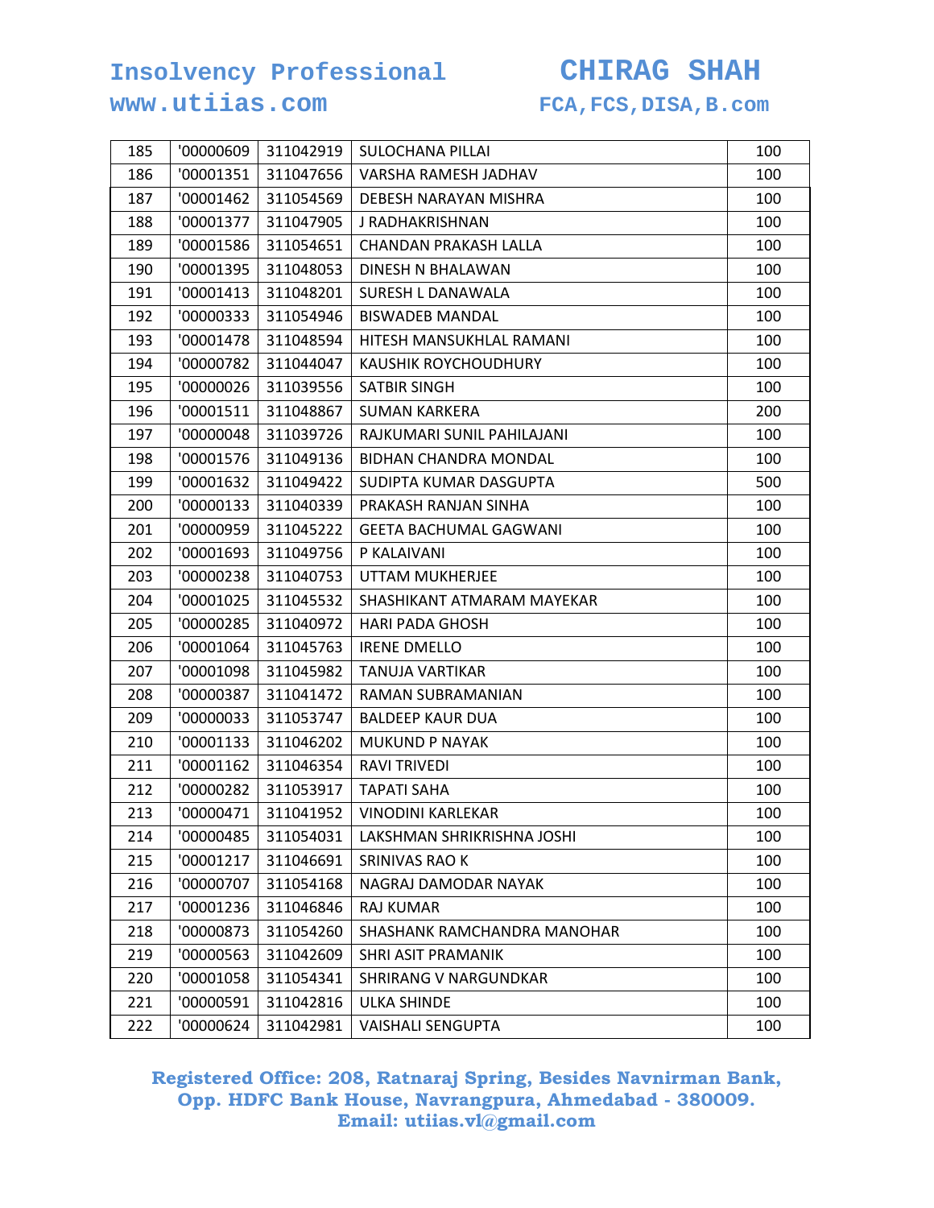| 185 | '00000609 | 311042919 | SULOCHANA PILLAI | 100 |
|---|---|---|---|---|
| 186 | '00001351 | 311047656 | VARSHA RAMESH JADHAV | 100 |
| 187 | '00001462 | 311054569 | DEBESH NARAYAN MISHRA | 100 |
| 188 | '00001377 | 311047905 | J RADHAKRISHNAN | 100 |
| 189 | '00001586 | 311054651 | CHANDAN PRAKASH LALLA | 100 |
| 190 | '00001395 | 311048053 | DINESH N BHALAWAN | 100 |
| 191 | '00001413 | 311048201 | SURESH L DANAWALA | 100 |
| 192 | '00000333 | 311054946 | BISWADEB MANDAL | 100 |
| 193 | '00001478 | 311048594 | HITESH MANSUKHLAL RAMANI | 100 |
| 194 | '00000782 | 311044047 | KAUSHIK ROYCHOUDHURY | 100 |
| 195 | '00000026 | 311039556 | SATBIR SINGH | 100 |
| 196 | '00001511 | 311048867 | SUMAN KARKERA | 200 |
| 197 | '00000048 | 311039726 | RAJKUMARI SUNIL PAHILAJANI | 100 |
| 198 | '00001576 | 311049136 | BIDHAN CHANDRA MONDAL | 100 |
| 199 | '00001632 | 311049422 | SUDIPTA KUMAR DASGUPTA | 500 |
| 200 | '00000133 | 311040339 | PRAKASH RANJAN SINHA | 100 |
| 201 | '00000959 | 311045222 | GEETA BACHUMAL GAGWANI | 100 |
| 202 | '00001693 | 311049756 | P KALAIVANI | 100 |
| 203 | '00000238 | 311040753 | UTTAM MUKHERJEE | 100 |
| 204 | '00001025 | 311045532 | SHASHIKANT ATMARAM MAYEKAR | 100 |
| 205 | '00000285 | 311040972 | HARI PADA GHOSH | 100 |
| 206 | '00001064 | 311045763 | IRENE DMELLO | 100 |
| 207 | '00001098 | 311045982 | TANUJA VARTIKAR | 100 |
| 208 | '00000387 | 311041472 | RAMAN SUBRAMANIAN | 100 |
| 209 | '00000033 | 311053747 | BALDEEP KAUR DUA | 100 |
| 210 | '00001133 | 311046202 | MUKUND P NAYAK | 100 |
| 211 | '00001162 | 311046354 | RAVI TRIVEDI | 100 |
| 212 | '00000282 | 311053917 | TAPATI SAHA | 100 |
| 213 | '00000471 | 311041952 | VINODINI KARLEKAR | 100 |
| 214 | '00000485 | 311054031 | LAKSHMAN SHRIKRISHNA JOSHI | 100 |
| 215 | '00001217 | 311046691 | SRINIVAS RAO K | 100 |
| 216 | '00000707 | 311054168 | NAGRAJ DAMODAR NAYAK | 100 |
| 217 | '00001236 | 311046846 | RAJ KUMAR | 100 |
| 218 | '00000873 | 311054260 | SHASHANK RAMCHANDRA MANOHAR | 100 |
| 219 | '00000563 | 311042609 | SHRI ASIT PRAMANIK | 100 |
| 220 | '00001058 | 311054341 | SHRIRANG V NARGUNDKAR | 100 |
| 221 | '00000591 | 311042816 | ULKA SHINDE | 100 |
| 222 | '00000624 | 311042981 | VAISHALI SENGUPTA | 100 |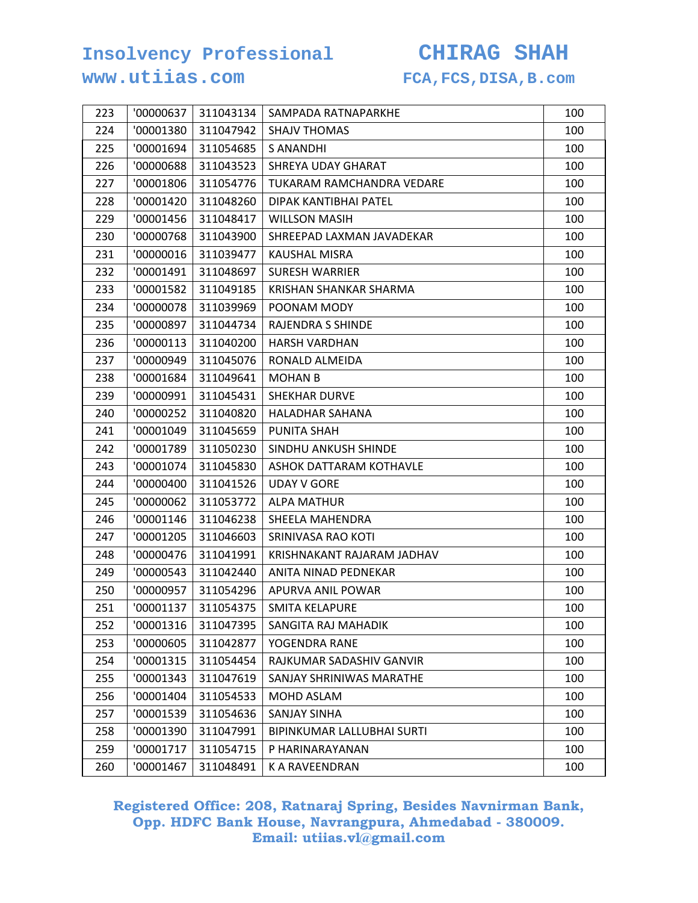| 223 | '00000637 | 311043134 | SAMPADA RATNAPARKHE | 100 |
|---|---|---|---|---|
| 224 | '00001380 | 311047942 | SHAJV THOMAS | 100 |
| 225 | '00001694 | 311054685 | S ANANDHI | 100 |
| 226 | '00000688 | 311043523 | SHREYA UDAY GHARAT | 100 |
| 227 | '00001806 | 311054776 | TUKARAM RAMCHANDRA VEDARE | 100 |
| 228 | '00001420 | 311048260 | DIPAK KANTIBHAI PATEL | 100 |
| 229 | '00001456 | 311048417 | WILLSON MASIH | 100 |
| 230 | '00000768 | 311043900 | SHREEPAD LAXMAN JAVADEKAR | 100 |
| 231 | '00000016 | 311039477 | KAUSHAL MISRA | 100 |
| 232 | '00001491 | 311048697 | SURESH WARRIER | 100 |
| 233 | '00001582 | 311049185 | KRISHAN SHANKAR SHARMA | 100 |
| 234 | '00000078 | 311039969 | POONAM MODY | 100 |
| 235 | '00000897 | 311044734 | RAJENDRA S SHINDE | 100 |
| 236 | '00000113 | 311040200 | HARSH VARDHAN | 100 |
| 237 | '00000949 | 311045076 | RONALD ALMEIDA | 100 |
| 238 | '00001684 | 311049641 | MOHAN B | 100 |
| 239 | '00000991 | 311045431 | SHEKHAR DURVE | 100 |
| 240 | '00000252 | 311040820 | HALADHAR SAHANA | 100 |
| 241 | '00001049 | 311045659 | PUNITA SHAH | 100 |
| 242 | '00001789 | 311050230 | SINDHU ANKUSH SHINDE | 100 |
| 243 | '00001074 | 311045830 | ASHOK DATTARAM KOTHAVLE | 100 |
| 244 | '00000400 | 311041526 | UDAY V GORE | 100 |
| 245 | '00000062 | 311053772 | ALPA MATHUR | 100 |
| 246 | '00001146 | 311046238 | SHEELA MAHENDRA | 100 |
| 247 | '00001205 | 311046603 | SRINIVASA RAO KOTI | 100 |
| 248 | '00000476 | 311041991 | KRISHNAKANT RAJARAM JADHAV | 100 |
| 249 | '00000543 | 311042440 | ANITA NINAD PEDNEKAR | 100 |
| 250 | '00000957 | 311054296 | APURVA ANIL POWAR | 100 |
| 251 | '00001137 | 311054375 | SMITA KELAPURE | 100 |
| 252 | '00001316 | 311047395 | SANGITA RAJ MAHADIK | 100 |
| 253 | '00000605 | 311042877 | YOGENDRA RANE | 100 |
| 254 | '00001315 | 311054454 | RAJKUMAR SADASHIV GANVIR | 100 |
| 255 | '00001343 | 311047619 | SANJAY SHRINIWAS MARATHE | 100 |
| 256 | '00001404 | 311054533 | MOHD ASLAM | 100 |
| 257 | '00001539 | 311054636 | SANJAY SINHA | 100 |
| 258 | '00001390 | 311047991 | BIPINKUMAR LALLUBHAI SURTI | 100 |
| 259 | '00001717 | 311054715 | P HARINARAYANAN | 100 |
| 260 | '00001467 | 311048491 | K A RAVEENDRAN | 100 |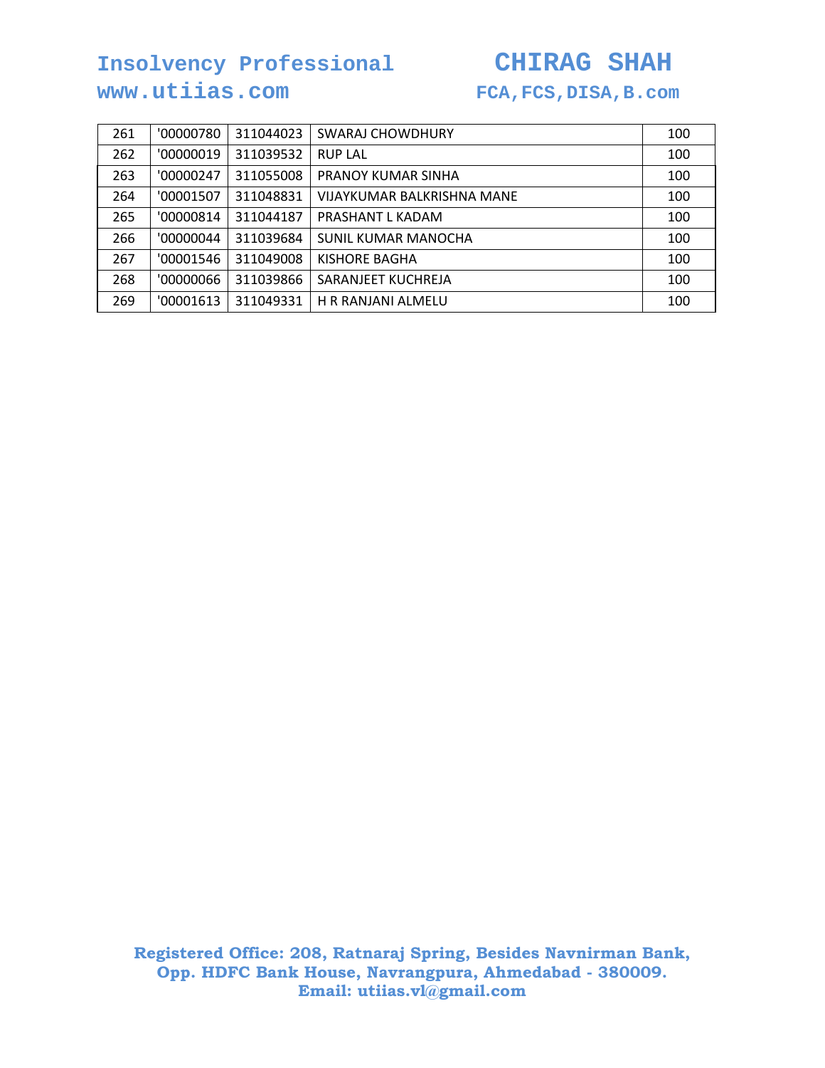| 261 | '00000780 | 311044023 | SWARAJ CHOWDHURY | 100 |
|---|---|---|---|---|
| 262 | '00000019 | 311039532 | RUP LAL | 100 |
| 263 | '00000247 | 311055008 | PRANOY KUMAR SINHA | 100 |
| 264 | '00001507 | 311048831 | VIJAYKUMAR BALKRISHNA MANE | 100 |
| 265 | '00000814 | 311044187 | PRASHANT L KADAM | 100 |
| 266 | '00000044 | 311039684 | SUNIL KUMAR MANOCHA | 100 |
| 267 | '00001546 | 311049008 | KISHORE BAGHA | 100 |
| 268 | '00000066 | 311039866 | SARANJEET KUCHREJA | 100 |
| 269 | '00001613 | 311049331 | H R RANJANI ALMELU | 100 |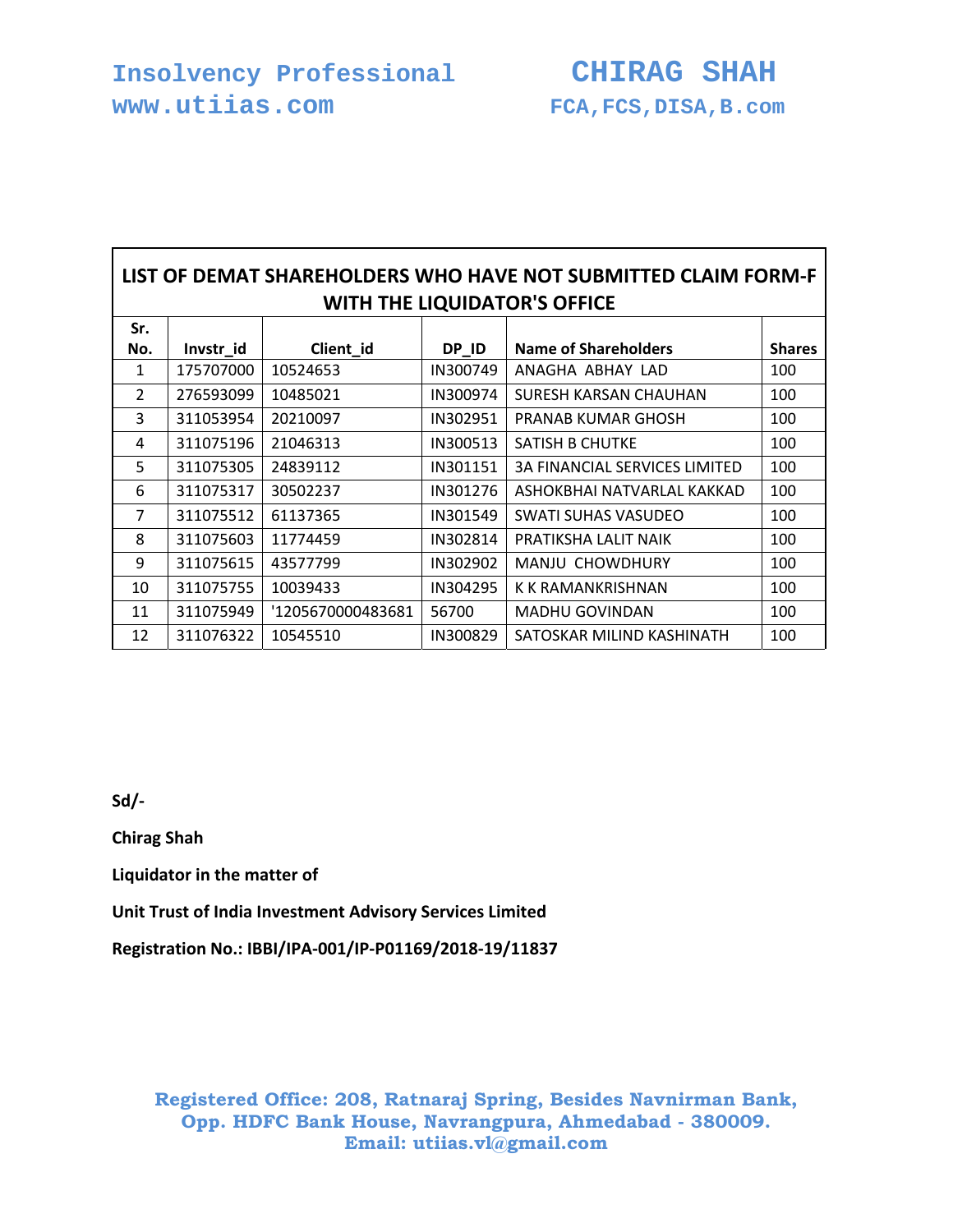## LIST OF DEMAT SHAREHOLDERS WHO HAVE NOT SUBMITTED CLAIM FORM-F WITH THE LIQUIDATOR'S OFFICE

| Sr. No. | Invstr_id | Client_id | DP_ID | Name of Shareholders | Shares |
|---|---|---|---|---|---|
| 1 | 175707000 | 10524653 | IN300749 | ANAGHA ABHAY LAD | 100 |
| 2 | 276593099 | 10485021 | IN300974 | SURESH KARSAN CHAUHAN | 100 |
| 3 | 311053954 | 20210097 | IN302951 | PRANAB KUMAR GHOSH | 100 |
| 4 | 311075196 | 21046313 | IN300513 | SATISH B CHUTKE | 100 |
| 5 | 311075305 | 24839112 | IN301151 | 3A FINANCIAL SERVICES LIMITED | 100 |
| 6 | 311075317 | 30502237 | IN301276 | ASHOKBHAI NATVARLAL KAKKAD | 100 |
| 7 | 311075512 | 61137365 | IN301549 | SWATI SUHAS VASUDEO | 100 |
| 8 | 311075603 | 11774459 | IN302814 | PRATIKSHA LALIT NAIK | 100 |
| 9 | 311075615 | 43577799 | IN302902 | MANJU CHOWDHURY | 100 |
| 10 | 311075755 | 10039433 | IN304295 | K K RAMANKRISHNAN | 100 |
| 11 | 311075949 | '1205670000483681 | 56700 | MADHU GOVINDAN | 100 |
| 12 | 311076322 | 10545510 | IN300829 | SATOSKAR MILIND KASHINATH | 100 |

**Sd/-**

**Chirag Shah**

**Liquidator in the matter of**

**Unit Trust of India Investment Advisory Services Limited**

**Registration No.: IBBI/IPA-001/IP-P01169/2018-19/11837**